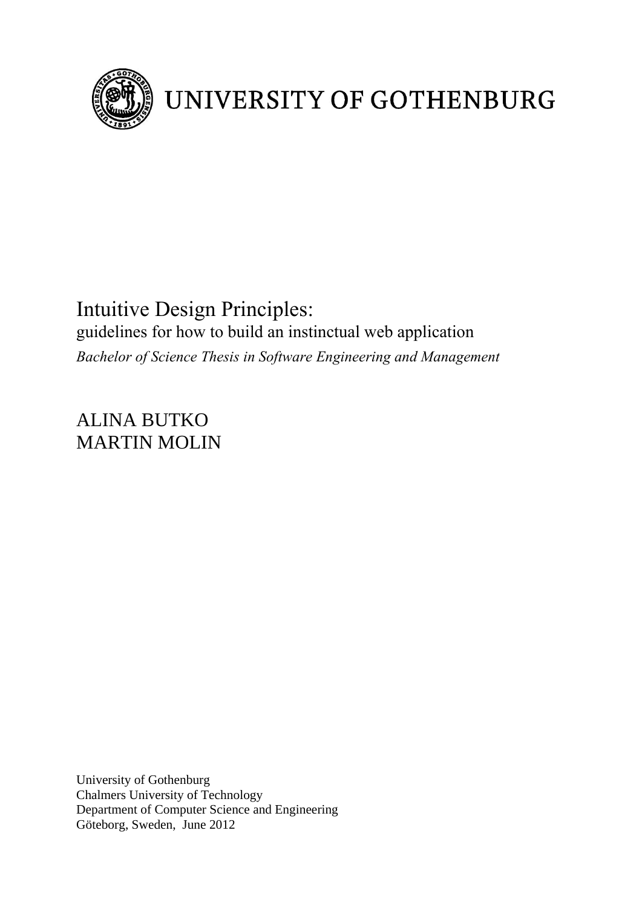UNIVERSITY OF GOTHENBURG

# Intuitive Design Principles:

guidelines for how to build an instinctual web application

*Bachelor of Science Thesis in Software Engineering and Management*

ALINA BUTKO
MARTIN MOLIN

University of Gothenburg
Chalmers University of Technology
Department of Computer Science and Engineering
Göteborg, Sweden, June 2012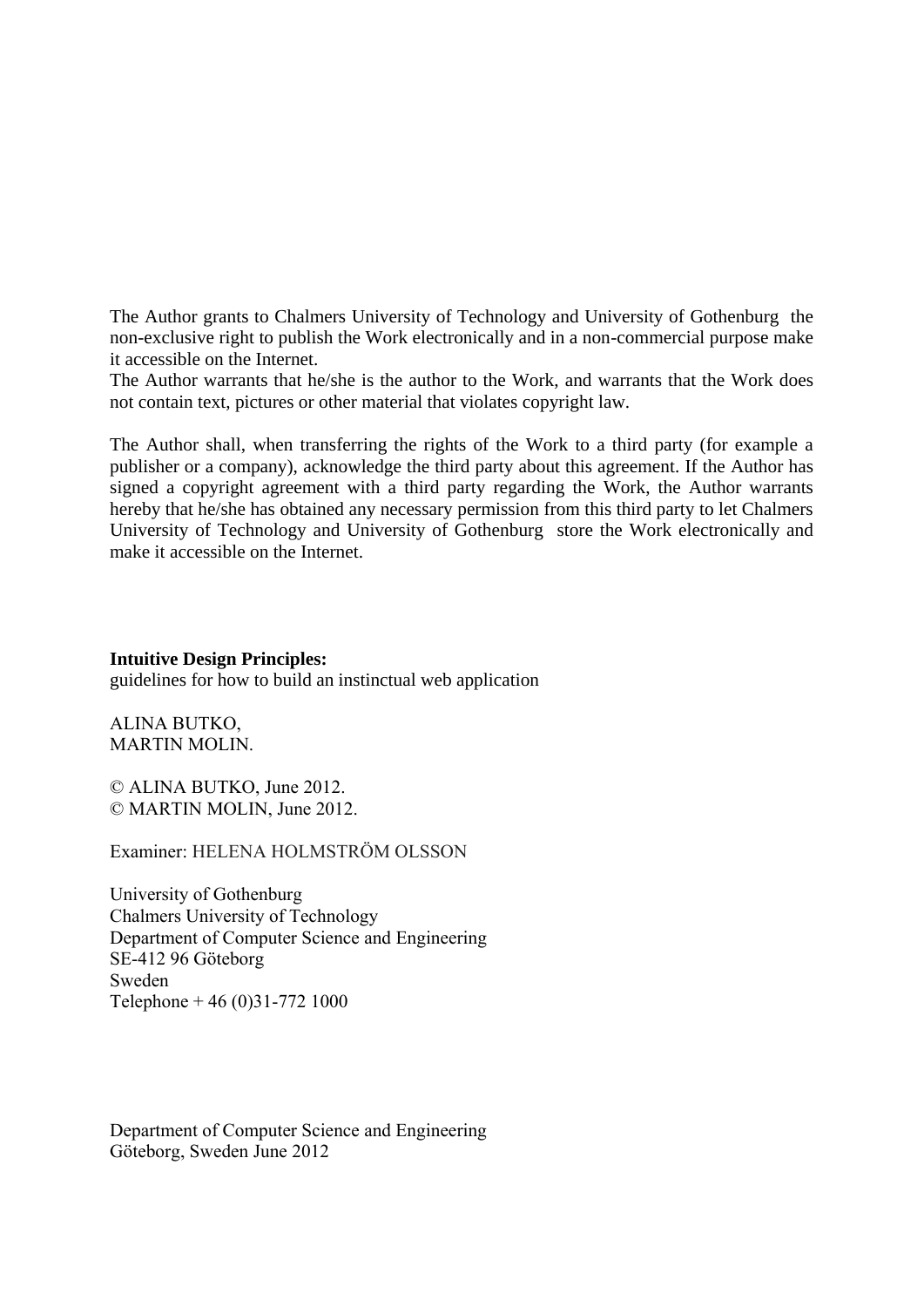The Author grants to Chalmers University of Technology and University of Gothenburg the non-exclusive right to publish the Work electronically and in a non-commercial purpose make it accessible on the Internet.
The Author warrants that he/she is the author to the Work, and warrants that the Work does not contain text, pictures or other material that violates copyright law.

The Author shall, when transferring the rights of the Work to a third party (for example a publisher or a company), acknowledge the third party about this agreement. If the Author has signed a copyright agreement with a third party regarding the Work, the Author warrants hereby that he/she has obtained any necessary permission from this third party to let Chalmers University of Technology and University of Gothenburg store the Work electronically and make it accessible on the Internet.

**Intuitive Design Principles:**
guidelines for how to build an instinctual web application

ALINA BUTKO,
MARTIN MOLIN.

© ALINA BUTKO, June 2012.
© MARTIN MOLIN, June 2012.

Examiner: HELENA HOLMSTRÖM OLSSON

University of Gothenburg
Chalmers University of Technology
Department of Computer Science and Engineering
SE-412 96 Göteborg
Sweden
Telephone + 46 (0)31-772 1000

Department of Computer Science and Engineering
Göteborg, Sweden June 2012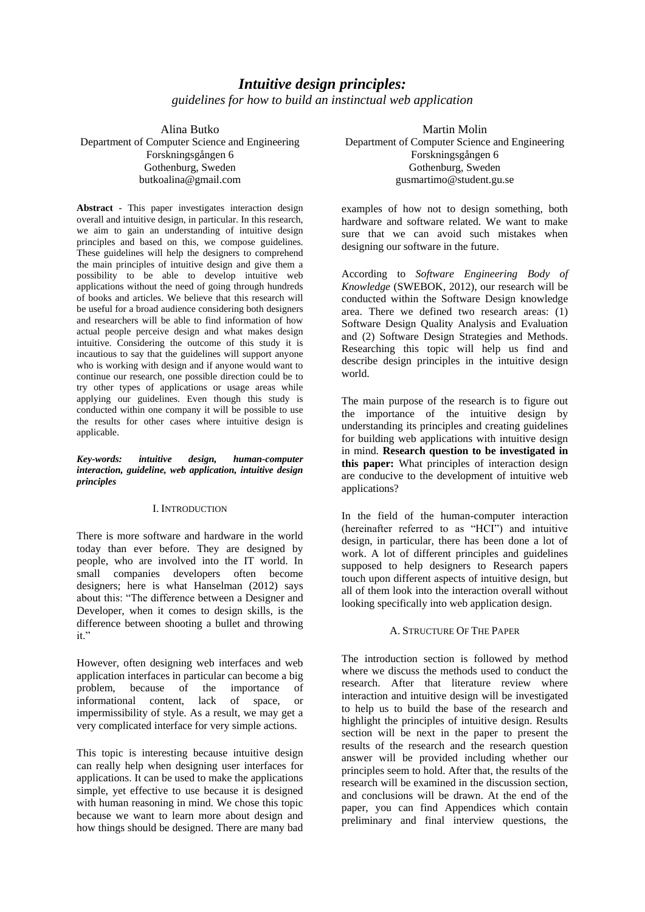# *Intuitive design principles:*

*guidelines for how to build an instinctual web application*

Alina Butko
Department of Computer Science and Engineering
Forskningsgången 6
Gothenburg, Sweden
butkoalina@gmail.com

Martin Molin
Department of Computer Science and Engineering
Forskningsgången 6
Gothenburg, Sweden
gusmartimo@student.gu.se

**Abstract** - This paper investigates interaction design overall and intuitive design, in particular. In this research, we aim to gain an understanding of intuitive design principles and based on this, we compose guidelines. These guidelines will help the designers to comprehend the main principles of intuitive design and give them a possibility to be able to develop intuitive web applications without the need of going through hundreds of books and articles. We believe that this research will be useful for a broad audience considering both designers and researchers will be able to find information of how actual people perceive design and what makes design intuitive. Considering the outcome of this study it is incautious to say that the guidelines will support anyone who is working with design and if anyone would want to continue our research, one possible direction could be to try other types of applications or usage areas while applying our guidelines. Even though this study is conducted within one company it will be possible to use the results for other cases where intuitive design is applicable.

***Key-words: intuitive design, human-computer interaction, guideline, web application, intuitive design principles***

## I. Introduction

There is more software and hardware in the world today than ever before. They are designed by people, who are involved into the IT world. In small companies developers often become designers; here is what Hanselman (2012) says about this: "The difference between a Designer and Developer, when it comes to design skills, is the difference between shooting a bullet and throwing it."

However, often designing web interfaces and web application interfaces in particular can become a big problem, because of the importance of informational content, lack of space, or impermissibility of style. As a result, we may get a very complicated interface for very simple actions.

This topic is interesting because intuitive design can really help when designing user interfaces for applications. It can be used to make the applications simple, yet effective to use because it is designed with human reasoning in mind. We chose this topic because we want to learn more about design and how things should be designed. There are many bad examples of how not to design something, both hardware and software related. We want to make sure that we can avoid such mistakes when designing our software in the future.

According to *Software Engineering Body of Knowledge* (SWEBOK, 2012), our research will be conducted within the Software Design knowledge area. There we defined two research areas: (1) Software Design Quality Analysis and Evaluation and (2) Software Design Strategies and Methods. Researching this topic will help us find and describe design principles in the intuitive design world.

The main purpose of the research is to figure out the importance of the intuitive design by understanding its principles and creating guidelines for building web applications with intuitive design in mind. **Research question to be investigated in this paper:** What principles of interaction design are conducive to the development of intuitive web applications?

In the field of the human-computer interaction (hereinafter referred to as "HCI") and intuitive design, in particular, there has been done a lot of work. A lot of different principles and guidelines supposed to help designers to Research papers touch upon different aspects of intuitive design, but all of them look into the interaction overall without looking specifically into web application design.

### A. Structure Of The Paper

The introduction section is followed by method where we discuss the methods used to conduct the research. After that literature review where interaction and intuitive design will be investigated to help us to build the base of the research and highlight the principles of intuitive design. Results section will be next in the paper to present the results of the research and the research question answer will be provided including whether our principles seem to hold. After that, the results of the research will be examined in the discussion section, and conclusions will be drawn. At the end of the paper, you can find Appendices which contain preliminary and final interview questions, the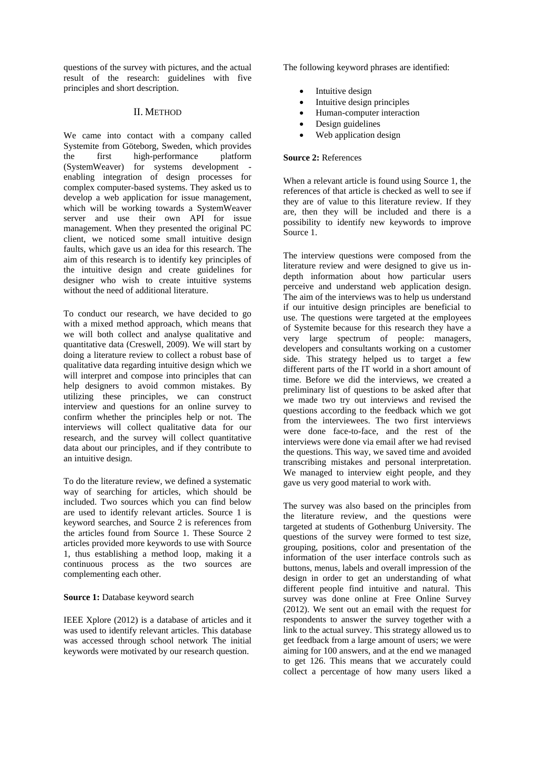questions of the survey with pictures, and the actual result of the research: guidelines with five principles and short description.

## II. METHOD

We came into contact with a company called Systemite from Göteborg, Sweden, which provides the first high-performance platform (SystemWeaver) for systems development - enabling integration of design processes for complex computer-based systems. They asked us to develop a web application for issue management, which will be working towards a SystemWeaver server and use their own API for issue management. When they presented the original PC client, we noticed some small intuitive design faults, which gave us an idea for this research. The aim of this research is to identify key principles of the intuitive design and create guidelines for designer who wish to create intuitive systems without the need of additional literature.

To conduct our research, we have decided to go with a mixed method approach, which means that we will both collect and analyse qualitative and quantitative data (Creswell, 2009). We will start by doing a literature review to collect a robust base of qualitative data regarding intuitive design which we will interpret and compose into principles that can help designers to avoid common mistakes. By utilizing these principles, we can construct interview and questions for an online survey to confirm whether the principles help or not. The interviews will collect qualitative data for our research, and the survey will collect quantitative data about our principles, and if they contribute to an intuitive design.

To do the literature review, we defined a systematic way of searching for articles, which should be included. Two sources which you can find below are used to identify relevant articles. Source 1 is keyword searches, and Source 2 is references from the articles found from Source 1. These Source 2 articles provided more keywords to use with Source 1, thus establishing a method loop, making it a continuous process as the two sources are complementing each other.

**Source 1:** Database keyword search

IEEE Xplore (2012) is a database of articles and it was used to identify relevant articles. This database was accessed through school network The initial keywords were motivated by our research question.

The following keyword phrases are identified:

- Intuitive design
- Intuitive design principles
- Human-computer interaction
- Design guidelines
- Web application design

**Source 2:** References

When a relevant article is found using Source 1, the references of that article is checked as well to see if they are of value to this literature review. If they are, then they will be included and there is a possibility to identify new keywords to improve Source 1.

The interview questions were composed from the literature review and were designed to give us in-depth information about how particular users perceive and understand web application design. The aim of the interviews was to help us understand if our intuitive design principles are beneficial to use. The questions were targeted at the employees of Systemite because for this research they have a very large spectrum of people: managers, developers and consultants working on a customer side. This strategy helped us to target a few different parts of the IT world in a short amount of time. Before we did the interviews, we created a preliminary list of questions to be asked after that we made two try out interviews and revised the questions according to the feedback which we got from the interviewees. The two first interviews were done face-to-face, and the rest of the interviews were done via email after we had revised the questions. This way, we saved time and avoided transcribing mistakes and personal interpretation. We managed to interview eight people, and they gave us very good material to work with.

The survey was also based on the principles from the literature review, and the questions were targeted at students of Gothenburg University. The questions of the survey were formed to test size, grouping, positions, color and presentation of the information of the user interface controls such as buttons, menus, labels and overall impression of the design in order to get an understanding of what different people find intuitive and natural. This survey was done online at Free Online Survey (2012). We sent out an email with the request for respondents to answer the survey together with a link to the actual survey. This strategy allowed us to get feedback from a large amount of users; we were aiming for 100 answers, and at the end we managed to get 126. This means that we accurately could collect a percentage of how many users liked a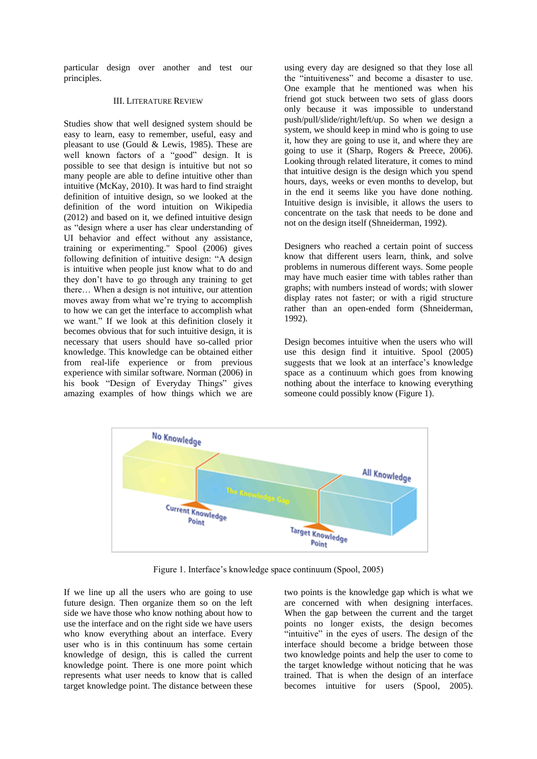particular design over another and test our principles.

## III. Literature Review

Studies show that well designed system should be easy to learn, easy to remember, useful, easy and pleasant to use (Gould & Lewis, 1985). These are well known factors of a "good" design. It is possible to see that design is intuitive but not so many people are able to define intuitive other than intuitive (McKay, 2010). It was hard to find straight definition of intuitive design, so we looked at the definition of the word intuition on Wikipedia (2012) and based on it, we defined intuitive design as "design where a user has clear understanding of UI behavior and effect without any assistance, training or experimenting." Spool (2006) gives following definition of intuitive design: "A design is intuitive when people just know what to do and they don't have to go through any training to get there… When a design is not intuitive, our attention moves away from what we're trying to accomplish to how we can get the interface to accomplish what we want." If we look at this definition closely it becomes obvious that for such intuitive design, it is necessary that users should have so-called prior knowledge. This knowledge can be obtained either from real-life experience or from previous experience with similar software. Norman (2006) in his book "Design of Everyday Things" gives amazing examples of how things which we are using every day are designed so that they lose all the "intuitiveness" and become a disaster to use. One example that he mentioned was when his friend got stuck between two sets of glass doors only because it was impossible to understand push/pull/slide/right/left/up. So when we design a system, we should keep in mind who is going to use it, how they are going to use it, and where they are going to use it (Sharp, Rogers & Preece, 2006). Looking through related literature, it comes to mind that intuitive design is the design which you spend hours, days, weeks or even months to develop, but in the end it seems like you have done nothing. Intuitive design is invisible, it allows the users to concentrate on the task that needs to be done and not on the design itself (Shneiderman, 1992).

Designers who reached a certain point of success know that different users learn, think, and solve problems in numerous different ways. Some people may have much easier time with tables rather than graphs; with numbers instead of words; with slower display rates not faster; or with a rigid structure rather than an open-ended form (Shneiderman, 1992).

Design becomes intuitive when the users who will use this design find it intuitive. Spool (2005) suggests that we look at an interface's knowledge space as a continuum which goes from knowing nothing about the interface to knowing everything someone could possibly know (Figure 1).

Figure 1. Interface's knowledge space continuum (Spool, 2005)

If we line up all the users who are going to use future design. Then organize them so on the left side we have those who know nothing about how to use the interface and on the right side we have users who know everything about an interface. Every user who is in this continuum has some certain knowledge of design, this is called the current knowledge point. There is one more point which represents what user needs to know that is called target knowledge point. The distance between these two points is the knowledge gap which is what we are concerned with when designing interfaces. When the gap between the current and the target points no longer exists, the design becomes "intuitive" in the eyes of users. The design of the interface should become a bridge between those two knowledge points and help the user to come to the target knowledge without noticing that he was trained. That is when the design of an interface becomes intuitive for users (Spool, 2005).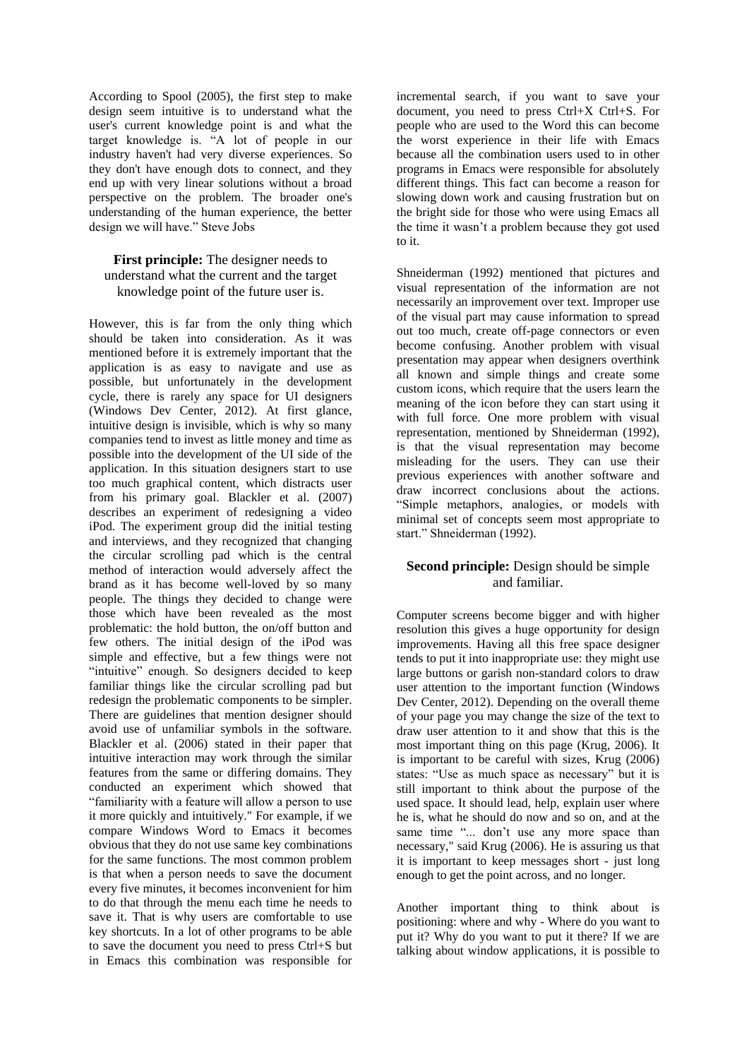According to Spool (2005), the first step to make design seem intuitive is to understand what the user's current knowledge point is and what the target knowledge is. "A lot of people in our industry haven't had very diverse experiences. So they don't have enough dots to connect, and they end up with very linear solutions without a broad perspective on the problem. The broader one's understanding of the human experience, the better design we will have." Steve Jobs

**First principle:** The designer needs to understand what the current and the target knowledge point of the future user is.

However, this is far from the only thing which should be taken into consideration. As it was mentioned before it is extremely important that the application is as easy to navigate and use as possible, but unfortunately in the development cycle, there is rarely any space for UI designers (Windows Dev Center, 2012). At first glance, intuitive design is invisible, which is why so many companies tend to invest as little money and time as possible into the development of the UI side of the application. In this situation designers start to use too much graphical content, which distracts user from his primary goal. Blackler et al. (2007) describes an experiment of redesigning a video iPod. The experiment group did the initial testing and interviews, and they recognized that changing the circular scrolling pad which is the central method of interaction would adversely affect the brand as it has become well-loved by so many people. The things they decided to change were those which have been revealed as the most problematic: the hold button, the on/off button and few others. The initial design of the iPod was simple and effective, but a few things were not "intuitive" enough. So designers decided to keep familiar things like the circular scrolling pad but redesign the problematic components to be simpler. There are guidelines that mention designer should avoid use of unfamiliar symbols in the software. Blackler et al. (2006) stated in their paper that intuitive interaction may work through the similar features from the same or differing domains. They conducted an experiment which showed that "familiarity with a feature will allow a person to use it more quickly and intuitively." For example, if we compare Windows Word to Emacs it becomes obvious that they do not use same key combinations for the same functions. The most common problem is that when a person needs to save the document every five minutes, it becomes inconvenient for him to do that through the menu each time he needs to save it. That is why users are comfortable to use key shortcuts. In a lot of other programs to be able to save the document you need to press Ctrl+S but in Emacs this combination was responsible for incremental search, if you want to save your document, you need to press Ctrl+X Ctrl+S. For people who are used to the Word this can become the worst experience in their life with Emacs because all the combination users used to in other programs in Emacs were responsible for absolutely different things. This fact can become a reason for slowing down work and causing frustration but on the bright side for those who were using Emacs all the time it wasn't a problem because they got used to it.

Shneiderman (1992) mentioned that pictures and visual representation of the information are not necessarily an improvement over text. Improper use of the visual part may cause information to spread out too much, create off-page connectors or even become confusing. Another problem with visual presentation may appear when designers overthink all known and simple things and create some custom icons, which require that the users learn the meaning of the icon before they can start using it with full force. One more problem with visual representation, mentioned by Shneiderman (1992), is that the visual representation may become misleading for the users. They can use their previous experiences with another software and draw incorrect conclusions about the actions. "Simple metaphors, analogies, or models with minimal set of concepts seem most appropriate to start." Shneiderman (1992).

**Second principle:** Design should be simple and familiar.

Computer screens become bigger and with higher resolution this gives a huge opportunity for design improvements. Having all this free space designer tends to put it into inappropriate use: they might use large buttons or garish non-standard colors to draw user attention to the important function (Windows Dev Center, 2012). Depending on the overall theme of your page you may change the size of the text to draw user attention to it and show that this is the most important thing on this page (Krug, 2006). It is important to be careful with sizes, Krug (2006) states: "Use as much space as necessary" but it is still important to think about the purpose of the used space. It should lead, help, explain user where he is, what he should do now and so on, and at the same time "... don't use any more space than necessary," said Krug (2006). He is assuring us that it is important to keep messages short - just long enough to get the point across, and no longer.

Another important thing to think about is positioning: where and why - Where do you want to put it? Why do you want to put it there? If we are talking about window applications, it is possible to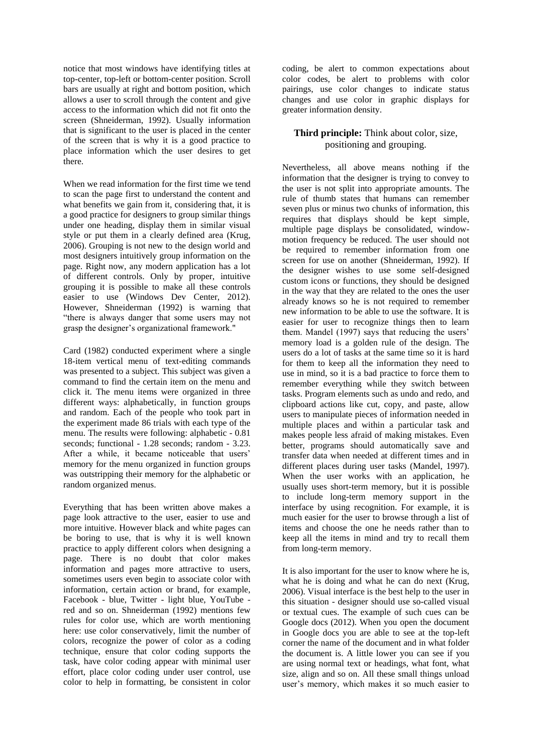notice that most windows have identifying titles at top-center, top-left or bottom-center position. Scroll bars are usually at right and bottom position, which allows a user to scroll through the content and give access to the information which did not fit onto the screen (Shneiderman, 1992). Usually information that is significant to the user is placed in the center of the screen that is why it is a good practice to place information which the user desires to get there.

When we read information for the first time we tend to scan the page first to understand the content and what benefits we gain from it, considering that, it is a good practice for designers to group similar things under one heading, display them in similar visual style or put them in a clearly defined area (Krug, 2006). Grouping is not new to the design world and most designers intuitively group information on the page. Right now, any modern application has a lot of different controls. Only by proper, intuitive grouping it is possible to make all these controls easier to use (Windows Dev Center, 2012). However, Shneiderman (1992) is warning that "there is always danger that some users may not grasp the designer's organizational framework."

Card (1982) conducted experiment where a single 18-item vertical menu of text-editing commands was presented to a subject. This subject was given a command to find the certain item on the menu and click it. The menu items were organized in three different ways: alphabetically, in function groups and random. Each of the people who took part in the experiment made 86 trials with each type of the menu. The results were following: alphabetic - 0.81 seconds; functional - 1.28 seconds; random - 3.23. After a while, it became noticeable that users' memory for the menu organized in function groups was outstripping their memory for the alphabetic or random organized menus.

Everything that has been written above makes a page look attractive to the user, easier to use and more intuitive. However black and white pages can be boring to use, that is why it is well known practice to apply different colors when designing a page. There is no doubt that color makes information and pages more attractive to users, sometimes users even begin to associate color with information, certain action or brand, for example, Facebook - blue, Twitter - light blue, YouTube - red and so on. Shneiderman (1992) mentions few rules for color use, which are worth mentioning here: use color conservatively, limit the number of colors, recognize the power of color as a coding technique, ensure that color coding supports the task, have color coding appear with minimal user effort, place color coding under user control, use color to help in formatting, be consistent in color coding, be alert to common expectations about color codes, be alert to problems with color pairings, use color changes to indicate status changes and use color in graphic displays for greater information density.

**Third principle:** Think about color, size, positioning and grouping.

Nevertheless, all above means nothing if the information that the designer is trying to convey to the user is not split into appropriate amounts. The rule of thumb states that humans can remember seven plus or minus two chunks of information, this requires that displays should be kept simple, multiple page displays be consolidated, window-motion frequency be reduced. The user should not be required to remember information from one screen for use on another (Shneiderman, 1992). If the designer wishes to use some self-designed custom icons or functions, they should be designed in the way that they are related to the ones the user already knows so he is not required to remember new information to be able to use the software. It is easier for user to recognize things then to learn them. Mandel (1997) says that reducing the users' memory load is a golden rule of the design. The users do a lot of tasks at the same time so it is hard for them to keep all the information they need to use in mind, so it is a bad practice to force them to remember everything while they switch between tasks. Program elements such as undo and redo, and clipboard actions like cut, copy, and paste, allow users to manipulate pieces of information needed in multiple places and within a particular task and makes people less afraid of making mistakes. Even better, programs should automatically save and transfer data when needed at different times and in different places during user tasks (Mandel, 1997). When the user works with an application, he usually uses short-term memory, but it is possible to include long-term memory support in the interface by using recognition. For example, it is much easier for the user to browse through a list of items and choose the one he needs rather than to keep all the items in mind and try to recall them from long-term memory.

It is also important for the user to know where he is, what he is doing and what he can do next (Krug, 2006). Visual interface is the best help to the user in this situation - designer should use so-called visual or textual cues. The example of such cues can be Google docs (2012). When you open the document in Google docs you are able to see at the top-left corner the name of the document and in what folder the document is. A little lower you can see if you are using normal text or headings, what font, what size, align and so on. All these small things unload user's memory, which makes it so much easier to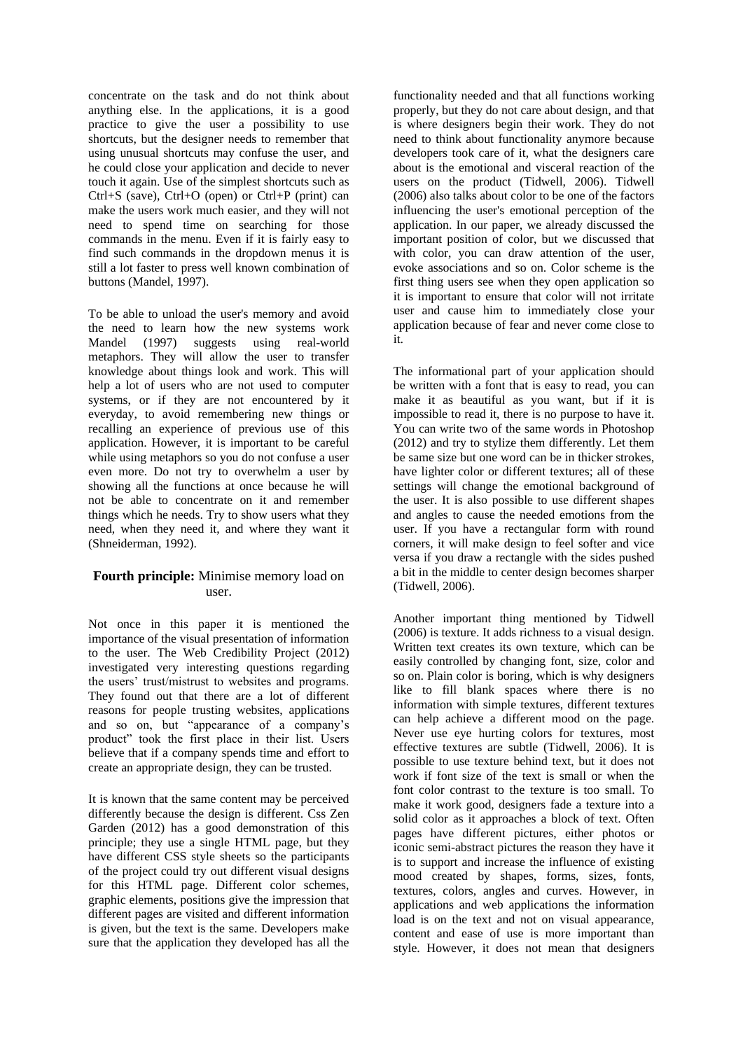concentrate on the task and do not think about anything else. In the applications, it is a good practice to give the user a possibility to use shortcuts, but the designer needs to remember that using unusual shortcuts may confuse the user, and he could close your application and decide to never touch it again. Use of the simplest shortcuts such as Ctrl+S (save), Ctrl+O (open) or Ctrl+P (print) can make the users work much easier, and they will not need to spend time on searching for those commands in the menu. Even if it is fairly easy to find such commands in the dropdown menus it is still a lot faster to press well known combination of buttons (Mandel, 1997).

To be able to unload the user's memory and avoid the need to learn how the new systems work Mandel (1997) suggests using real-world metaphors. They will allow the user to transfer knowledge about things look and work. This will help a lot of users who are not used to computer systems, or if they are not encountered by it everyday, to avoid remembering new things or recalling an experience of previous use of this application. However, it is important to be careful while using metaphors so you do not confuse a user even more. Do not try to overwhelm a user by showing all the functions at once because he will not be able to concentrate on it and remember things which he needs. Try to show users what they need, when they need it, and where they want it (Shneiderman, 1992).

### **Fourth principle:** Minimise memory load on user.

Not once in this paper it is mentioned the importance of the visual presentation of information to the user. The Web Credibility Project (2012) investigated very interesting questions regarding the users' trust/mistrust to websites and programs. They found out that there are a lot of different reasons for people trusting websites, applications and so on, but "appearance of a company's product" took the first place in their list. Users believe that if a company spends time and effort to create an appropriate design, they can be trusted.

It is known that the same content may be perceived differently because the design is different. Css Zen Garden (2012) has a good demonstration of this principle; they use a single HTML page, but they have different CSS style sheets so the participants of the project could try out different visual designs for this HTML page. Different color schemes, graphic elements, positions give the impression that different pages are visited and different information is given, but the text is the same. Developers make sure that the application they developed has all the functionality needed and that all functions working properly, but they do not care about design, and that is where designers begin their work. They do not need to think about functionality anymore because developers took care of it, what the designers care about is the emotional and visceral reaction of the users on the product (Tidwell, 2006). Tidwell (2006) also talks about color to be one of the factors influencing the user's emotional perception of the application. In our paper, we already discussed the important position of color, but we discussed that with color, you can draw attention of the user, evoke associations and so on. Color scheme is the first thing users see when they open application so it is important to ensure that color will not irritate user and cause him to immediately close your application because of fear and never come close to it.

The informational part of your application should be written with a font that is easy to read, you can make it as beautiful as you want, but if it is impossible to read it, there is no purpose to have it. You can write two of the same words in Photoshop (2012) and try to stylize them differently. Let them be same size but one word can be in thicker strokes, have lighter color or different textures; all of these settings will change the emotional background of the user. It is also possible to use different shapes and angles to cause the needed emotions from the user. If you have a rectangular form with round corners, it will make design to feel softer and vice versa if you draw a rectangle with the sides pushed a bit in the middle to center design becomes sharper (Tidwell, 2006).

Another important thing mentioned by Tidwell (2006) is texture. It adds richness to a visual design. Written text creates its own texture, which can be easily controlled by changing font, size, color and so on. Plain color is boring, which is why designers like to fill blank spaces where there is no information with simple textures, different textures can help achieve a different mood on the page. Never use eye hurting colors for textures, most effective textures are subtle (Tidwell, 2006). It is possible to use texture behind text, but it does not work if font size of the text is small or when the font color contrast to the texture is too small. To make it work good, designers fade a texture into a solid color as it approaches a block of text. Often pages have different pictures, either photos or iconic semi-abstract pictures the reason they have it is to support and increase the influence of existing mood created by shapes, forms, sizes, fonts, textures, colors, angles and curves. However, in applications and web applications the information load is on the text and not on visual appearance, content and ease of use is more important than style. However, it does not mean that designers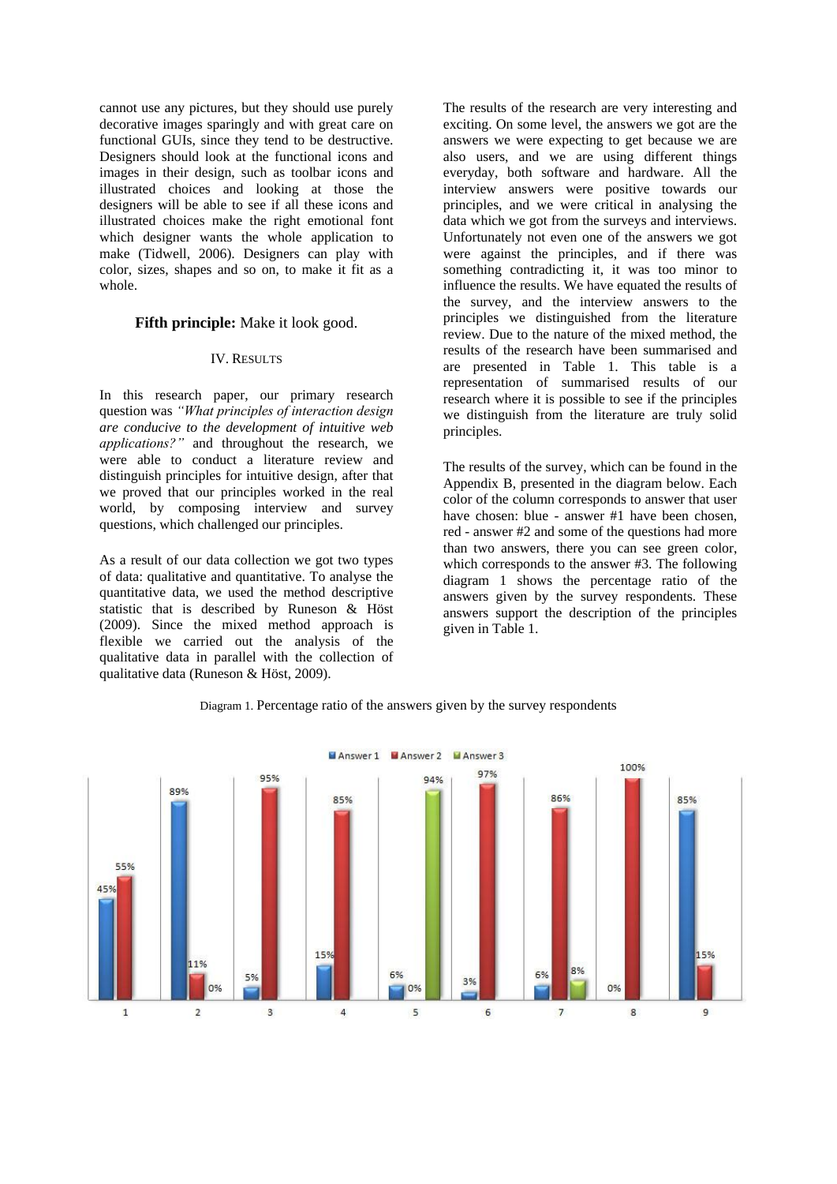cannot use any pictures, but they should use purely decorative images sparingly and with great care on functional GUIs, since they tend to be destructive. Designers should look at the functional icons and images in their design, such as toolbar icons and illustrated choices and looking at those the designers will be able to see if all these icons and illustrated choices make the right emotional font which designer wants the whole application to make (Tidwell, 2006). Designers can play with color, sizes, shapes and so on, to make it fit as a whole.

**Fifth principle:** Make it look good.

## IV. Results

In this research paper, our primary research question was *"What principles of interaction design are conducive to the development of intuitive web applications?"* and throughout the research, we were able to conduct a literature review and distinguish principles for intuitive design, after that we proved that our principles worked in the real world, by composing interview and survey questions, which challenged our principles.

As a result of our data collection we got two types of data: qualitative and quantitative. To analyse the quantitative data, we used the method descriptive statistic that is described by Runeson & Höst (2009). Since the mixed method approach is flexible we carried out the analysis of the qualitative data in parallel with the collection of qualitative data (Runeson & Höst, 2009).

The results of the research are very interesting and exciting. On some level, the answers we got are the answers we were expecting to get because we are also users, and we are using different things everyday, both software and hardware. All the interview answers were positive towards our principles, and we were critical in analysing the data which we got from the surveys and interviews. Unfortunately not even one of the answers we got were against the principles, and if there was something contradicting it, it was too minor to influence the results. We have equated the results of the survey, and the interview answers to the principles we distinguished from the literature review. Due to the nature of the mixed method, the results of the research have been summarised and are presented in Table 1. This table is a representation of summarised results of our research where it is possible to see if the principles we distinguish from the literature are truly solid principles.

The results of the survey, which can be found in the Appendix B, presented in the diagram below. Each color of the column corresponds to answer that user have chosen: blue - answer #1 have been chosen, red - answer #2 and some of the questions had more than two answers, there you can see green color, which corresponds to the answer #3. The following diagram 1 shows the percentage ratio of the answers given by the survey respondents. These answers support the description of the principles given in Table 1.

Diagram 1. Percentage ratio of the answers given by the survey respondents

| Question | Answer 1 | Answer 2 | Answer 3 |
|---|---|---|---|
| 1 | 45% | 55% | |
| 2 | 89% | 11% | 0% |
| 3 | 5% | 95% | |
| 4 | 15% | 85% | |
| 5 | 6% | 0% | 94% |
| 6 | 3% | 97% | |
| 7 | 6% | 86% | 8% |
| 8 | 0% | 100% | |
| 9 | 85% | 15% | |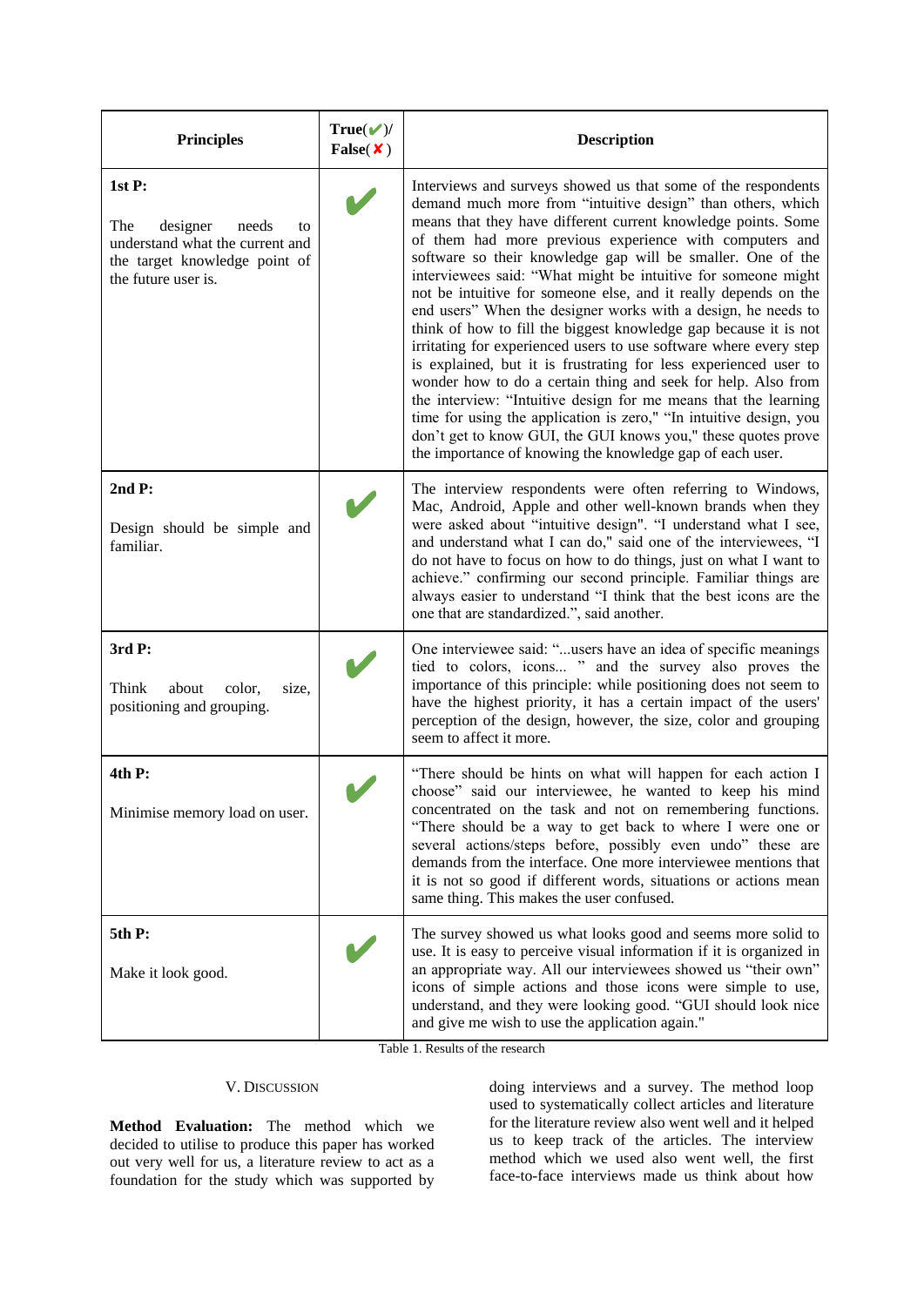| Principles | True(✔)/ False(✘) | Description |
|---|---|---|
| **1st P:** The designer needs to understand what the current and the target knowledge point of the future user is. | ✔ | Interviews and surveys showed us that some of the respondents demand much more from "intuitive design" than others, which means that they have different current knowledge points. Some of them had more previous experience with computers and software so their knowledge gap will be smaller. One of the interviewees said: "What might be intuitive for someone might not be intuitive for someone else, and it really depends on the end users" When the designer works with a design, he needs to think of how to fill the biggest knowledge gap because it is not irritating for experienced users to use software where every step is explained, but it is frustrating for less experienced user to wonder how to do a certain thing and seek for help. Also from the interview: "Intuitive design for me means that the learning time for using the application is zero," "In intuitive design, you don't get to know GUI, the GUI knows you," these quotes prove the importance of knowing the knowledge gap of each user. |
| **2nd P:** Design should be simple and familiar. | ✔ | The interview respondents were often referring to Windows, Mac, Android, Apple and other well-known brands when they were asked about "intuitive design". "I understand what I see, and understand what I can do," said one of the interviewees, "I do not have to focus on how to do things, just on what I want to achieve." confirming our second principle. Familiar things are always easier to understand "I think that the best icons are the one that are standardized.", said another. |
| **3rd P:** Think about color, size, positioning and grouping. | ✔ | One interviewee said: "...users have an idea of specific meanings tied to colors, icons... " and the survey also proves the importance of this principle: while positioning does not seem to have the highest priority, it has a certain impact of the users' perception of the design, however, the size, color and grouping seem to affect it more. |
| **4th P:** Minimise memory load on user. | ✔ | "There should be hints on what will happen for each action I choose" said our interviewee, he wanted to keep his mind concentrated on the task and not on remembering functions. "There should be a way to get back to where I were one or several actions/steps before, possibly even undo" these are demands from the interface. One more interviewee mentions that it is not so good if different words, situations or actions mean same thing. This makes the user confused. |
| **5th P:** Make it look good. | ✔ | The survey showed us what looks good and seems more solid to use. It is easy to perceive visual information if it is organized in an appropriate way. All our interviewees showed us "their own" icons of simple actions and those icons were simple to use, understand, and they were looking good. "GUI should look nice and give me wish to use the application again." |

Table 1. Results of the research

## V. Discussion

**Method Evaluation:** The method which we decided to utilise to produce this paper has worked out very well for us, a literature review to act as a foundation for the study which was supported by doing interviews and a survey. The method loop used to systematically collect articles and literature for the literature review also went well and it helped us to keep track of the articles. The interview method which we used also went well, the first face-to-face interviews made us think about how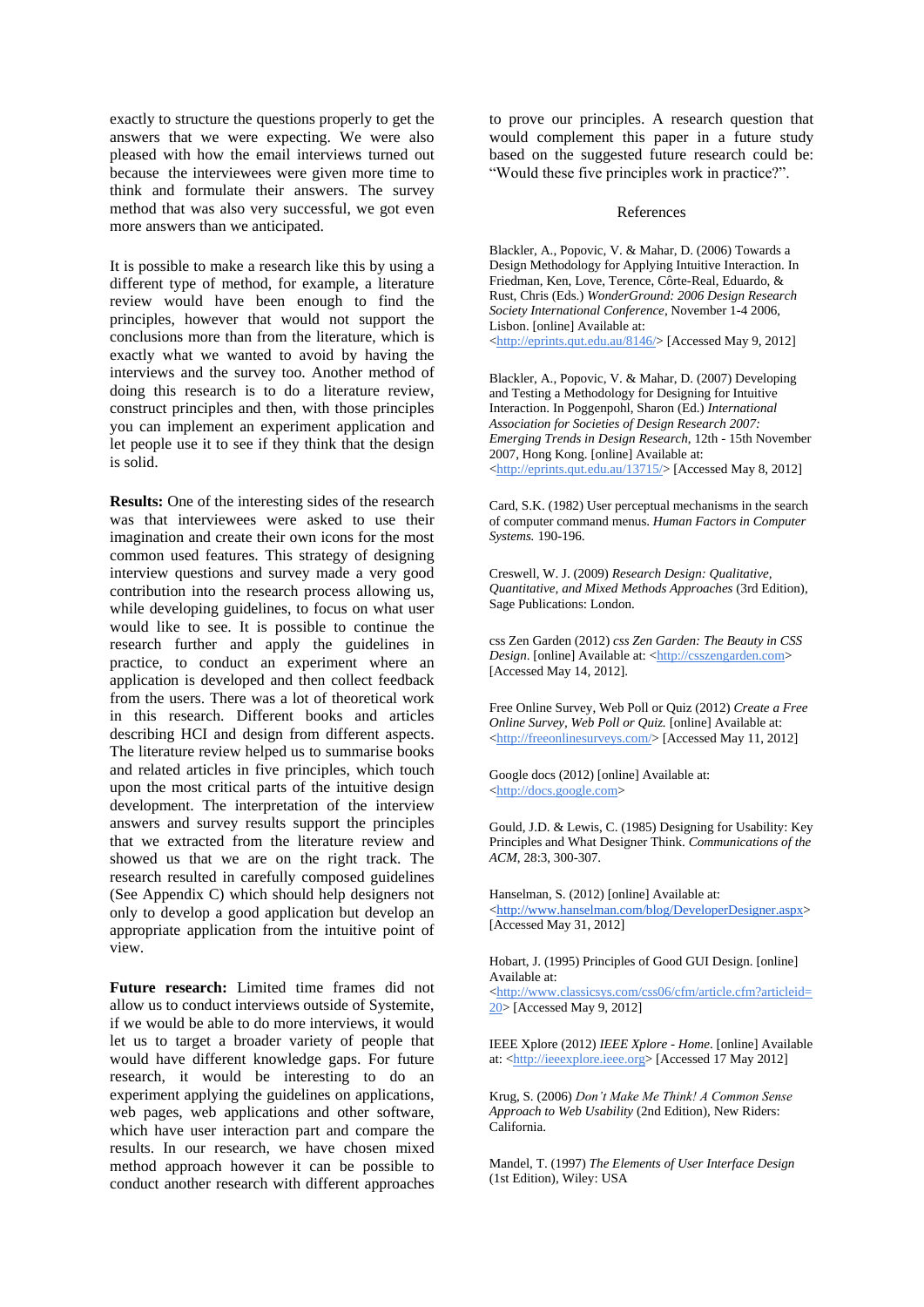exactly to structure the questions properly to get the answers that we were expecting. We were also pleased with how the email interviews turned out because the interviewees were given more time to think and formulate their answers. The survey method that was also very successful, we got even more answers than we anticipated.

It is possible to make a research like this by using a different type of method, for example, a literature review would have been enough to find the principles, however that would not support the conclusions more than from the literature, which is exactly what we wanted to avoid by having the interviews and the survey too. Another method of doing this research is to do a literature review, construct principles and then, with those principles you can implement an experiment application and let people use it to see if they think that the design is solid.

**Results:** One of the interesting sides of the research was that interviewees were asked to use their imagination and create their own icons for the most common used features. This strategy of designing interview questions and survey made a very good contribution into the research process allowing us, while developing guidelines, to focus on what user would like to see. It is possible to continue the research further and apply the guidelines in practice, to conduct an experiment where an application is developed and then collect feedback from the users. There was a lot of theoretical work in this research. Different books and articles describing HCI and design from different aspects. The literature review helped us to summarise books and related articles in five principles, which touch upon the most critical parts of the intuitive design development. The interpretation of the interview answers and survey results support the principles that we extracted from the literature review and showed us that we are on the right track. The research resulted in carefully composed guidelines (See Appendix C) which should help designers not only to develop a good application but develop an appropriate application from the intuitive point of view.

**Future research:** Limited time frames did not allow us to conduct interviews outside of Systemite, if we would be able to do more interviews, it would let us to target a broader variety of people that would have different knowledge gaps. For future research, it would be interesting to do an experiment applying the guidelines on applications, web pages, web applications and other software, which have user interaction part and compare the results. In our research, we have chosen mixed method approach however it can be possible to conduct another research with different approaches to prove our principles. A research question that would complement this paper in a future study based on the suggested future research could be: "Would these five principles work in practice?".

## References

Blackler, A., Popovic, V. & Mahar, D. (2006) Towards a Design Methodology for Applying Intuitive Interaction. In Friedman, Ken, Love, Terence, Côrte-Real, Eduardo, & Rust, Chris (Eds.) *WonderGround: 2006 Design Research Society International Conference*, November 1-4 2006, Lisbon. [online] Available at: <http://eprints.qut.edu.au/8146/> [Accessed May 9, 2012]

Blackler, A., Popovic, V. & Mahar, D. (2007) Developing and Testing a Methodology for Designing for Intuitive Interaction. In Poggenpohl, Sharon (Ed.) *International Association for Societies of Design Research 2007: Emerging Trends in Design Research*, 12th - 15th November 2007, Hong Kong. [online] Available at: <http://eprints.qut.edu.au/13715/> [Accessed May 8, 2012]

Card, S.K. (1982) User perceptual mechanisms in the search of computer command menus. *Human Factors in Computer Systems.* 190-196.

Creswell, W. J. (2009) *Research Design: Qualitative, Quantitative, and Mixed Methods Approaches* (3rd Edition), Sage Publications: London.

css Zen Garden (2012) *css Zen Garden: The Beauty in CSS Design.* [online] Available at: <http://csszengarden.com> [Accessed May 14, 2012].

Free Online Survey, Web Poll or Quiz (2012) *Create a Free Online Survey, Web Poll or Quiz.* [online] Available at: <http://freeonlinesurveys.com/> [Accessed May 11, 2012]

Google docs (2012) [online] Available at: <http://docs.google.com>

Gould, J.D. & Lewis, C. (1985) Designing for Usability: Key Principles and What Designer Think. *Communications of the ACM*, 28:3, 300-307.

Hanselman, S. (2012) [online] Available at: <http://www.hanselman.com/blog/DeveloperDesigner.aspx> [Accessed May 31, 2012]

Hobart, J. (1995) Principles of Good GUI Design. [online] Available at: <http://www.classicsys.com/css06/cfm/article.cfm?articleid=20> [Accessed May 9, 2012]

IEEE Xplore (2012) *IEEE Xplore - Home.* [online] Available at: <http://ieeexplore.ieee.org> [Accessed 17 May 2012]

Krug, S. (2006) *Don't Make Me Think! A Common Sense Approach to Web Usability* (2nd Edition), New Riders: California.

Mandel, T. (1997) *The Elements of User Interface Design* (1st Edition), Wiley: USA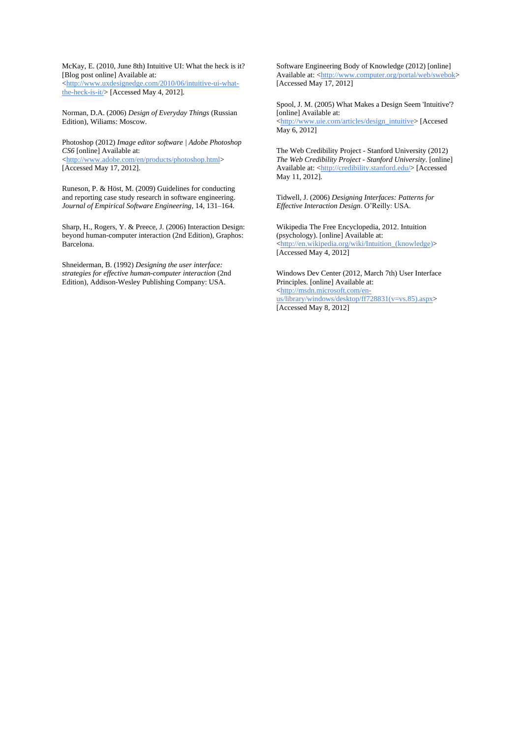McKay, E. (2010, June 8th) Intuitive UI: What the heck is it? [Blog post online] Available at: <http://www.uxdesignedge.com/2010/06/intuitive-ui-what-the-heck-is-it/> [Accessed May 4, 2012].

Norman, D.A. (2006) *Design of Everyday Things* (Russian Edition), Wiliams: Moscow.

Photoshop (2012) *Image editor software | Adobe Photoshop CS6* [online] Available at: <http://www.adobe.com/en/products/photoshop.html> [Accessed May 17, 2012].

Runeson, P. & Höst, M. (2009) Guidelines for conducting and reporting case study research in software engineering. *Journal of Empirical Software Engineering*, 14, 131–164.

Sharp, H., Rogers, Y. & Preece, J. (2006) Interaction Design: beyond human-computer interaction (2nd Edition), Graphos: Barcelona.

Shneiderman, B. (1992) *Designing the user interface: strategies for effective human-computer interaction* (2nd Edition), Addison-Wesley Publishing Company: USA.

Software Engineering Body of Knowledge (2012) [online] Available at: <http://www.computer.org/portal/web/swebok> [Accessed May 17, 2012]

Spool, J. M. (2005) What Makes a Design Seem 'Intuitive'? [online] Available at: <http://www.uie.com/articles/design_intuitive> [Accesed May 6, 2012]

The Web Credibility Project - Stanford University (2012) *The Web Credibility Project - Stanford University*. [online] Available at: <http://credibility.stanford.edu/> [Accessed May 11, 2012].

Tidwell, J. (2006) *Designing Interfaces: Patterns for Effective Interaction Design*. O'Reilly: USA.

Wikipedia The Free Encyclopedia, 2012. Intuition (psychology). [online] Available at: <http://en.wikipedia.org/wiki/Intuition_(knowledge)> [Accessed May 4, 2012]

Windows Dev Center (2012, March 7th) User Interface Principles. [online] Available at: <http://msdn.microsoft.com/en-us/library/windows/desktop/ff728831(v=vs.85).aspx> [Accessed May 8, 2012]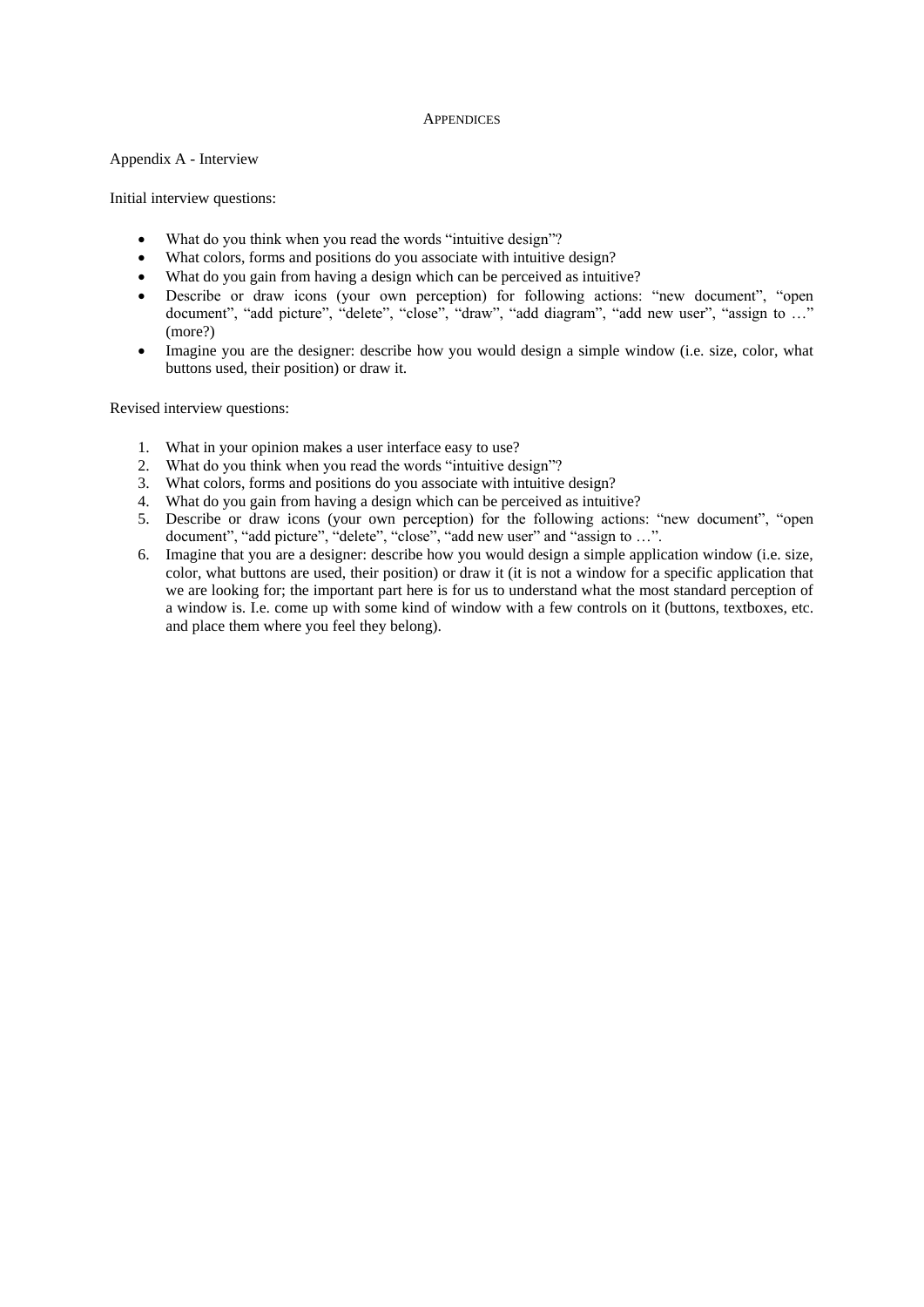# APPENDICES

## Appendix A - Interview

Initial interview questions:

- What do you think when you read the words “intuitive design”?
- What colors, forms and positions do you associate with intuitive design?
- What do you gain from having a design which can be perceived as intuitive?
- Describe or draw icons (your own perception) for following actions: “new document”, “open document”, “add picture”, “delete”, “close”, “draw”, “add diagram”, “add new user”, “assign to …” (more?)
- Imagine you are the designer: describe how you would design a simple window (i.e. size, color, what buttons used, their position) or draw it.

Revised interview questions:

1. What in your opinion makes a user interface easy to use?
2. What do you think when you read the words “intuitive design”?
3. What colors, forms and positions do you associate with intuitive design?
4. What do you gain from having a design which can be perceived as intuitive?
5. Describe or draw icons (your own perception) for the following actions: “new document”, “open document”, “add picture”, “delete”, “close”, “add new user” and “assign to …”.
6. Imagine that you are a designer: describe how you would design a simple application window (i.e. size, color, what buttons are used, their position) or draw it (it is not a window for a specific application that we are looking for; the important part here is for us to understand what the most standard perception of a window is. I.e. come up with some kind of window with a few controls on it (buttons, textboxes, etc. and place them where you feel they belong).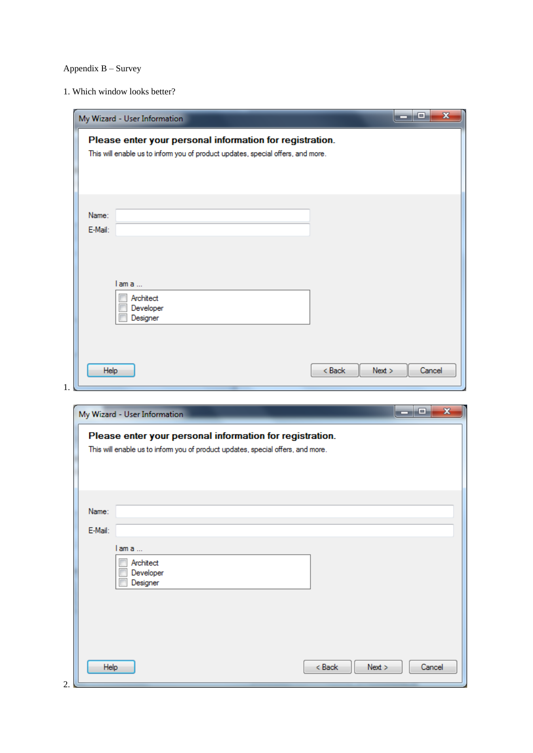Appendix B – Survey

1. Which window looks better?

My Wizard - User Information

**Please enter your personal information for registration.**

This will enable us to inform you of product updates, special offers, and more.

Name:

E-Mail:

I am a ...

- Architect
- Developer
- Designer

Help | < Back | Next > | Cancel

1.

My Wizard - User Information

**Please enter your personal information for registration.**

This will enable us to inform you of product updates, special offers, and more.

Name:

E-Mail:

I am a ...

- Architect
- Developer
- Designer

Help | < Back | Next > | Cancel

2.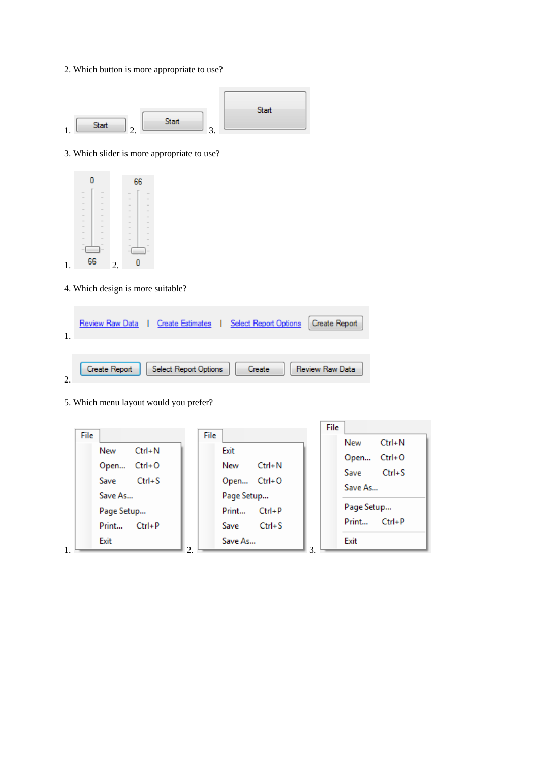2. Which button is more appropriate to use?

1. Start 2. Start 3. Start

3. Which slider is more appropriate to use?

1. 0 / 66 2. 66 / 0

4. Which design is more suitable?

1. Review Raw Data | Create Estimates | Select Report Options | Create Report

2. Create Report | Select Report Options | Create | Review Raw Data

5. Which menu layout would you prefer?

1. File
   - New Ctrl+N
   - Open... Ctrl+O
   - Save Ctrl+S
   - Save As...
   - Page Setup...
   - Print... Ctrl+P
   - Exit

2. File
   - Exit
   - New Ctrl+N
   - Open... Ctrl+O
   - Page Setup...
   - Print... Ctrl+P
   - Save Ctrl+S
   - Save As...

3. File
   - New Ctrl+N
   - Open... Ctrl+O
   - Save Ctrl+S
   - Save As...
   - Page Setup...
   - Print... Ctrl+P
   - Exit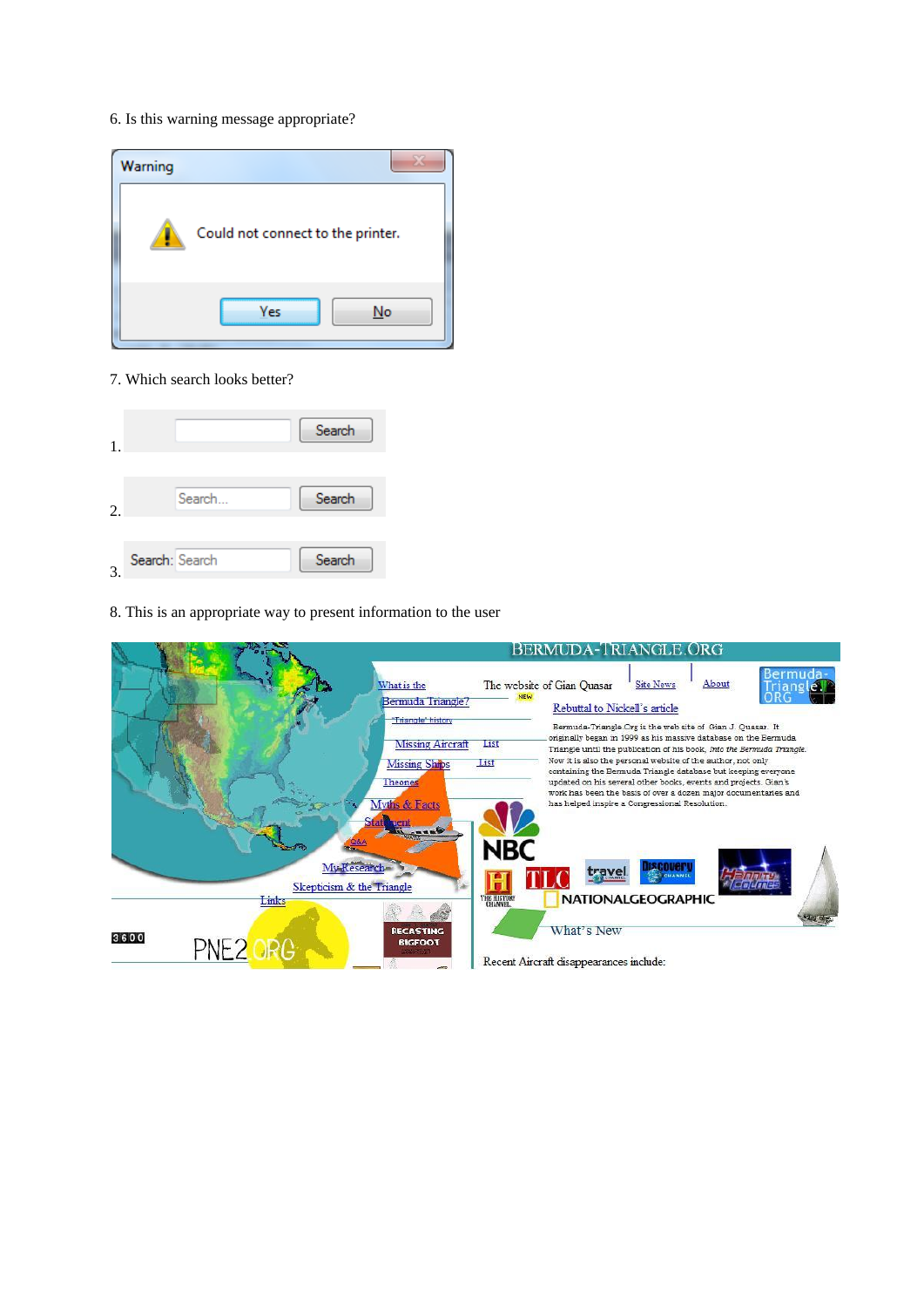6. Is this warning message appropriate?

Warning

Could not connect to the printer.

Yes No

7. Which search looks better?

1. Search

2. Search... Search

3. Search: Search Search

8. This is an appropriate way to present information to the user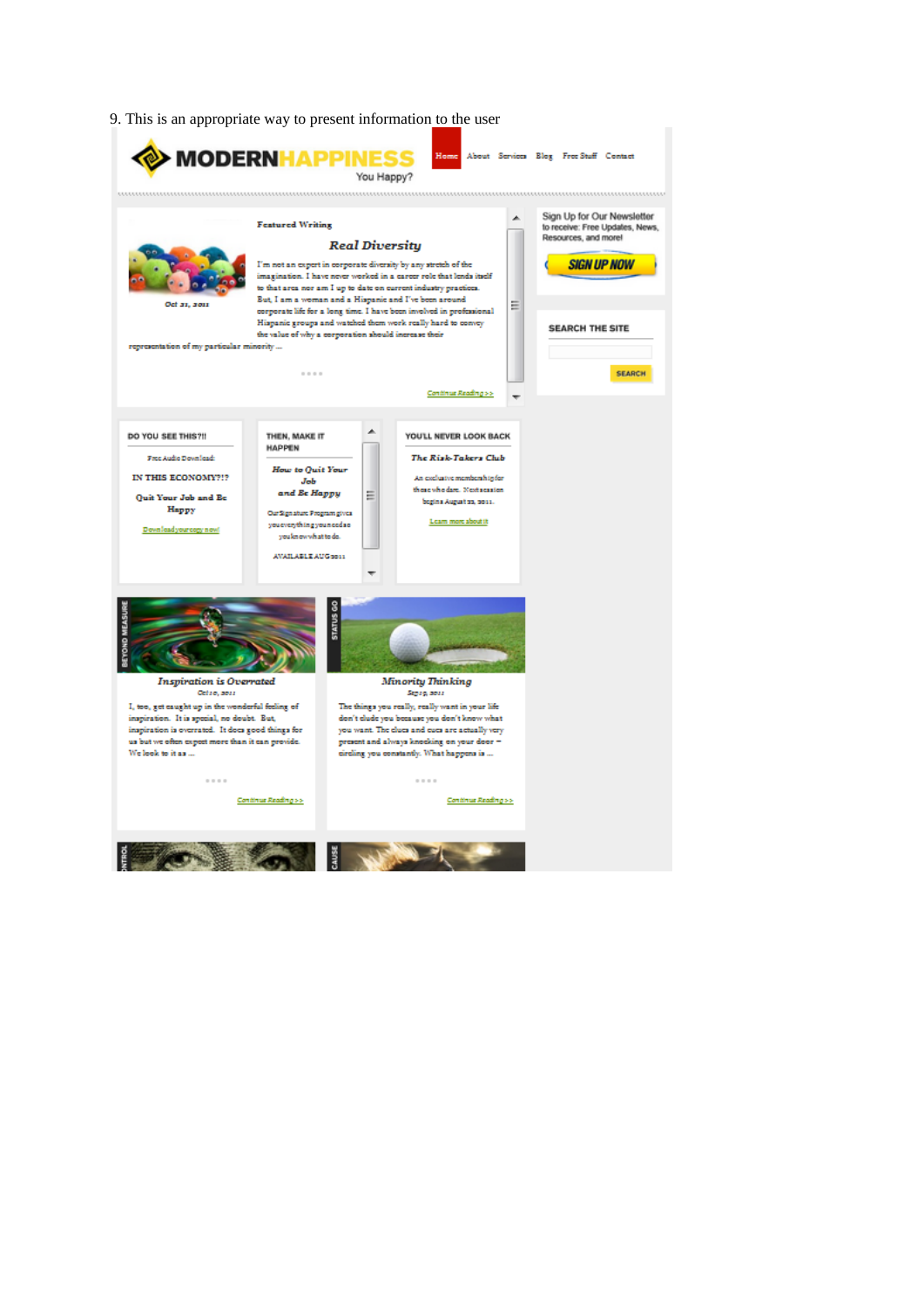9. This is an appropriate way to present information to the user

MODERNHAPPINESS
You Happy?

Home About Services Blog Free Stuff Contact

Featured Writing

Real Diversity

Oct 21, 2011

I'm not an expert in corporate diversity by any stretch of the imagination. I have never worked in a career role that lends itself to that area nor am I up to date on current industry practices. But, I am a woman and a Hispanic and I've been around corporate life for a long time. I have been involved in professional Hispanic groups and watched them work really hard to convey the value of why a corporation should increase their representation of my particular minority ...

Continue Reading >>

Sign Up for Our Newsletter to receive: Free Updates, News, Resources, and more!

SIGN UP NOW

SEARCH THE SITE

SEARCH

DO YOU SEE THIS?!!

Free Audio Download:

IN THIS ECONOMY?!?

Quit Your Job and Be Happy

Download your copy now!

THEN, MAKE IT HAPPEN

How to Quit Your Job and Be Happy

Our Signature Program gives you everything you need so you know what to do.

AVAILABLE AUG 2011

YOU'LL NEVER LOOK BACK

The Risk-Takers Club

An exclusive membership for those who dare. Next session begins August 22, 2011.

Learn more about it

BEYOND MEASURE

Inspiration is Overrated

Oct 10, 2011

I, too, get caught up in the wonderful feeling of inspiration. It is special, no doubt. But, inspiration is overrated. It does good things for us but we often expect more than it can provide. We look to it as ...

Continue Reading >>

STATUS GO

Minority Thinking

Sep 19, 2011

The things you really, really want in your life don't elude you because you don't know what you want. The clues and cues are actually very present and always knocking on your door – circling you constantly. What happens is ...

Continue Reading >>

CONTROL

CAUSE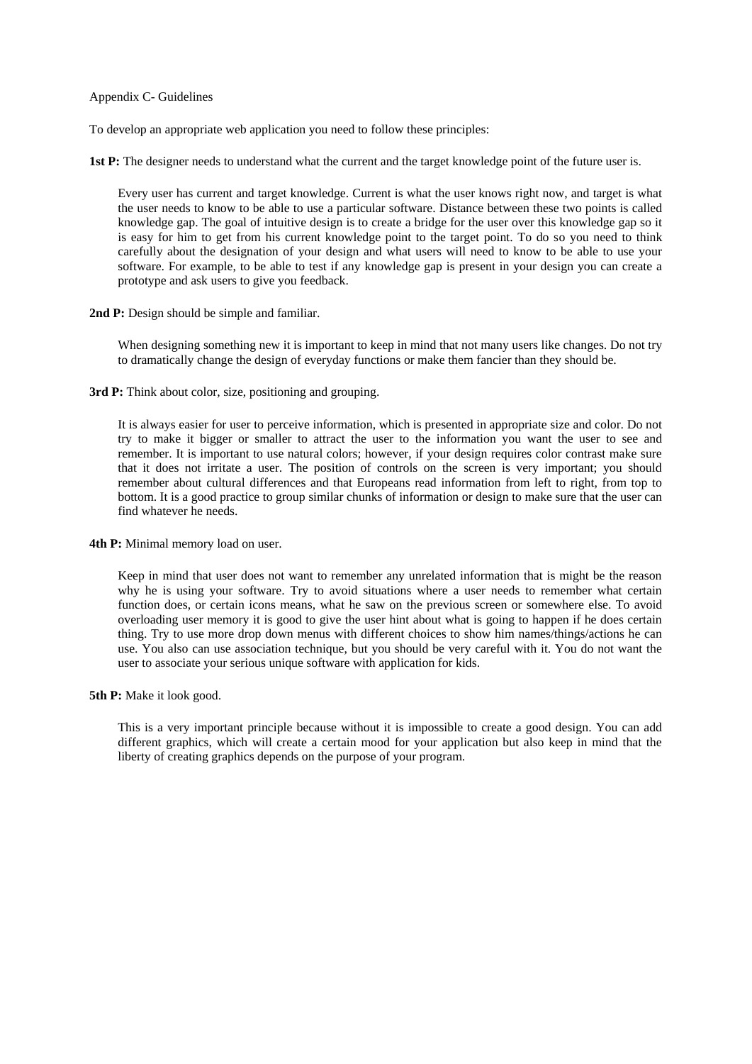Appendix C- Guidelines

To develop an appropriate web application you need to follow these principles:

**1st P:** The designer needs to understand what the current and the target knowledge point of the future user is.

Every user has current and target knowledge. Current is what the user knows right now, and target is what the user needs to know to be able to use a particular software. Distance between these two points is called knowledge gap. The goal of intuitive design is to create a bridge for the user over this knowledge gap so it is easy for him to get from his current knowledge point to the target point. To do so you need to think carefully about the designation of your design and what users will need to know to be able to use your software. For example, to be able to test if any knowledge gap is present in your design you can create a prototype and ask users to give you feedback.

**2nd P:** Design should be simple and familiar.

When designing something new it is important to keep in mind that not many users like changes. Do not try to dramatically change the design of everyday functions or make them fancier than they should be.

**3rd P:** Think about color, size, positioning and grouping.

It is always easier for user to perceive information, which is presented in appropriate size and color. Do not try to make it bigger or smaller to attract the user to the information you want the user to see and remember. It is important to use natural colors; however, if your design requires color contrast make sure that it does not irritate a user. The position of controls on the screen is very important; you should remember about cultural differences and that Europeans read information from left to right, from top to bottom. It is a good practice to group similar chunks of information or design to make sure that the user can find whatever he needs.

**4th P:** Minimal memory load on user.

Keep in mind that user does not want to remember any unrelated information that is might be the reason why he is using your software. Try to avoid situations where a user needs to remember what certain function does, or certain icons means, what he saw on the previous screen or somewhere else. To avoid overloading user memory it is good to give the user hint about what is going to happen if he does certain thing. Try to use more drop down menus with different choices to show him names/things/actions he can use. You also can use association technique, but you should be very careful with it. You do not want the user to associate your serious unique software with application for kids.

**5th P:** Make it look good.

This is a very important principle because without it is impossible to create a good design. You can add different graphics, which will create a certain mood for your application but also keep in mind that the liberty of creating graphics depends on the purpose of your program.